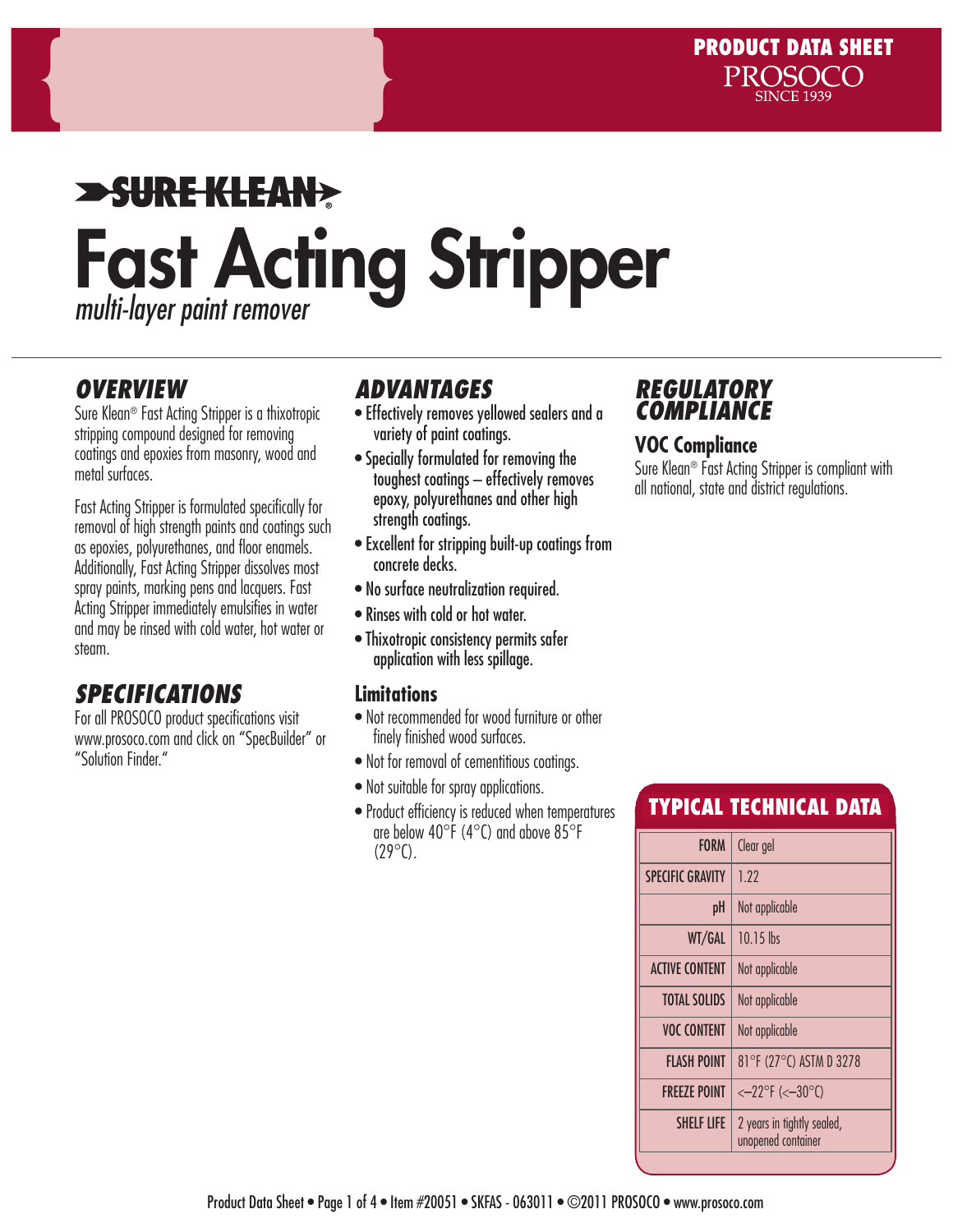PRODUCT DATA SHEET
PROSOCO
SINCE 1939

SURE KLEAN®

# Fast Acting Stripper

*multi-layer paint remover*

## OVERVIEW

Sure Klean® Fast Acting Stripper is a thixotropic stripping compound designed for removing coatings and epoxies from masonry, wood and metal surfaces.

Fast Acting Stripper is formulated specifically for removal of high strength paints and coatings such as epoxies, polyurethanes, and floor enamels. Additionally, Fast Acting Stripper dissolves most spray paints, marking pens and lacquers. Fast Acting Stripper immediately emulsifies in water and may be rinsed with cold water, hot water or steam.

## SPECIFICATIONS

For all PROSOCO product specifications visit www.prosoco.com and click on "SpecBuilder" or "Solution Finder."

## ADVANTAGES

- Effectively removes yellowed sealers and a variety of paint coatings.
- Specially formulated for removing the toughest coatings – effectively removes epoxy, polyurethanes and other high strength coatings.
- Excellent for stripping built-up coatings from concrete decks.
- No surface neutralization required.
- Rinses with cold or hot water.
- Thixotropic consistency permits safer application with less spillage.

### Limitations

- Not recommended for wood furniture or other finely finished wood surfaces.
- Not for removal of cementitious coatings.
- Not suitable for spray applications.
- Product efficiency is reduced when temperatures are below 40°F (4°C) and above 85°F (29°C).

## REGULATORY COMPLIANCE

### VOC Compliance

Sure Klean® Fast Acting Stripper is compliant with all national, state and district regulations.

## TYPICAL TECHNICAL DATA

| | |
|---|---|
| FORM | Clear gel |
| SPECIFIC GRAVITY | 1.22 |
| pH | Not applicable |
| WT/GAL | 10.15 lbs |
| ACTIVE CONTENT | Not applicable |
| TOTAL SOLIDS | Not applicable |
| VOC CONTENT | Not applicable |
| FLASH POINT | 81°F (27°C) ASTM D 3278 |
| FREEZE POINT | <–22°F (<–30°C) |
| SHELF LIFE | 2 years in tightly sealed, unopened container |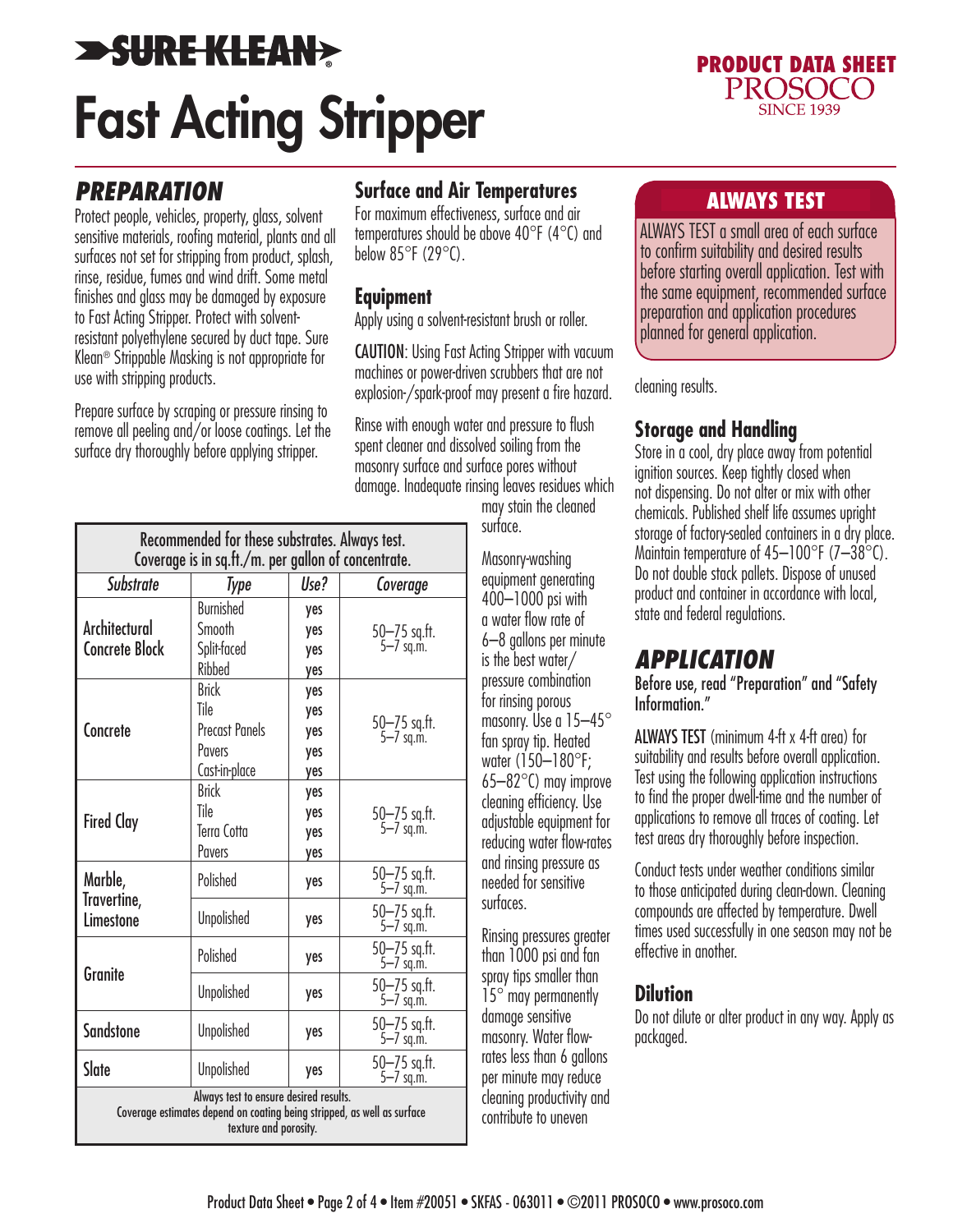# Fast Acting Stripper

PRODUCT DATA SHEET
PROSOCO
SINCE 1939

## PREPARATION

Protect people, vehicles, property, glass, solvent sensitive materials, roofing material, plants and all surfaces not set for stripping from product, splash, rinse, residue, fumes and wind drift. Some metal finishes and glass may be damaged by exposure to Fast Acting Stripper. Protect with solvent-resistant polyethylene secured by duct tape. Sure Klean® Strippable Masking is not appropriate for use with stripping products.

Prepare surface by scraping or pressure rinsing to remove all peeling and/or loose coatings. Let the surface dry thoroughly before applying stripper.

| Recommended for these substrates. Always test. Coverage is in sq.ft./m. per gallon of concentrate. | | | |
|---|---|---|---|
| **Substrate** | **Type** | **Use?** | **Coverage** |
| Architectural Concrete Block | Burnished<br>Smooth<br>Split-faced<br>Ribbed | yes<br>yes<br>yes<br>yes | 50–75 sq.ft.<br>5–7 sq.m. |
| Concrete | Brick<br>Tile<br>Precast Panels<br>Pavers<br>Cast-in-place | yes<br>yes<br>yes<br>yes<br>yes | 50–75 sq.ft.<br>5–7 sq.m. |
| Fired Clay | Brick<br>Tile<br>Terra Cotta<br>Pavers | yes<br>yes<br>yes<br>yes | 50–75 sq.ft.<br>5–7 sq.m. |
| Marble, Travertine, Limestone | Polished | yes | 50–75 sq.ft.<br>5–7 sq.m. |
| | Unpolished | yes | 50–75 sq.ft.<br>5–7 sq.m. |
| Granite | Polished | yes | 50–75 sq.ft.<br>5–7 sq.m. |
| | Unpolished | yes | 50–75 sq.ft.<br>5–7 sq.m. |
| Sandstone | Unpolished | yes | 50–75 sq.ft.<br>5–7 sq.m. |
| Slate | Unpolished | yes | 50–75 sq.ft.<br>5–7 sq.m. |

Always test to ensure desired results.
Coverage estimates depend on coating being stripped, as well as surface texture and porosity.

### Surface and Air Temperatures

For maximum effectiveness, surface and air temperatures should be above 40°F (4°C) and below 85°F (29°C).

### Equipment

Apply using a solvent-resistant brush or roller.

CAUTION: Using Fast Acting Stripper with vacuum machines or power-driven scrubbers that are not explosion-/spark-proof may present a fire hazard.

Rinse with enough water and pressure to flush spent cleaner and dissolved soiling from the masonry surface and surface pores without damage. Inadequate rinsing leaves residues which may stain the cleaned surface.

Masonry-washing equipment generating 400–1000 psi with a water flow rate of 6–8 gallons per minute is the best water/pressure combination for rinsing porous masonry. Use a 15–45° fan spray tip. Heated water (150–180°F; 65–82°C) may improve cleaning efficiency. Use adjustable equipment for reducing water flow-rates and rinsing pressure as needed for sensitive surfaces.

Rinsing pressures greater than 1000 psi and fan spray tips smaller than 15° may permanently damage sensitive masonry. Water flow-rates less than 6 gallons per minute may reduce cleaning productivity and contribute to uneven cleaning results.

## ALWAYS TEST

ALWAYS TEST a small area of each surface to confirm suitability and desired results before starting overall application. Test with the same equipment, recommended surface preparation and application procedures planned for general application.

### Storage and Handling

Store in a cool, dry place away from potential ignition sources. Keep tightly closed when not dispensing. Do not alter or mix with other chemicals. Published shelf life assumes upright storage of factory-sealed containers in a dry place. Maintain temperature of 45–100°F (7–38°C). Do not double stack pallets. Dispose of unused product and container in accordance with local, state and federal regulations.

## APPLICATION

Before use, read "Preparation" and "Safety Information."

ALWAYS TEST (minimum 4-ft x 4-ft area) for suitability and results before overall application. Test using the following application instructions to find the proper dwell-time and the number of applications to remove all traces of coating. Let test areas dry thoroughly before inspection.

Conduct tests under weather conditions similar to those anticipated during clean-down. Cleaning compounds are affected by temperature. Dwell times used successfully in one season may not be effective in another.

### Dilution

Do not dilute or alter product in any way. Apply as packaged.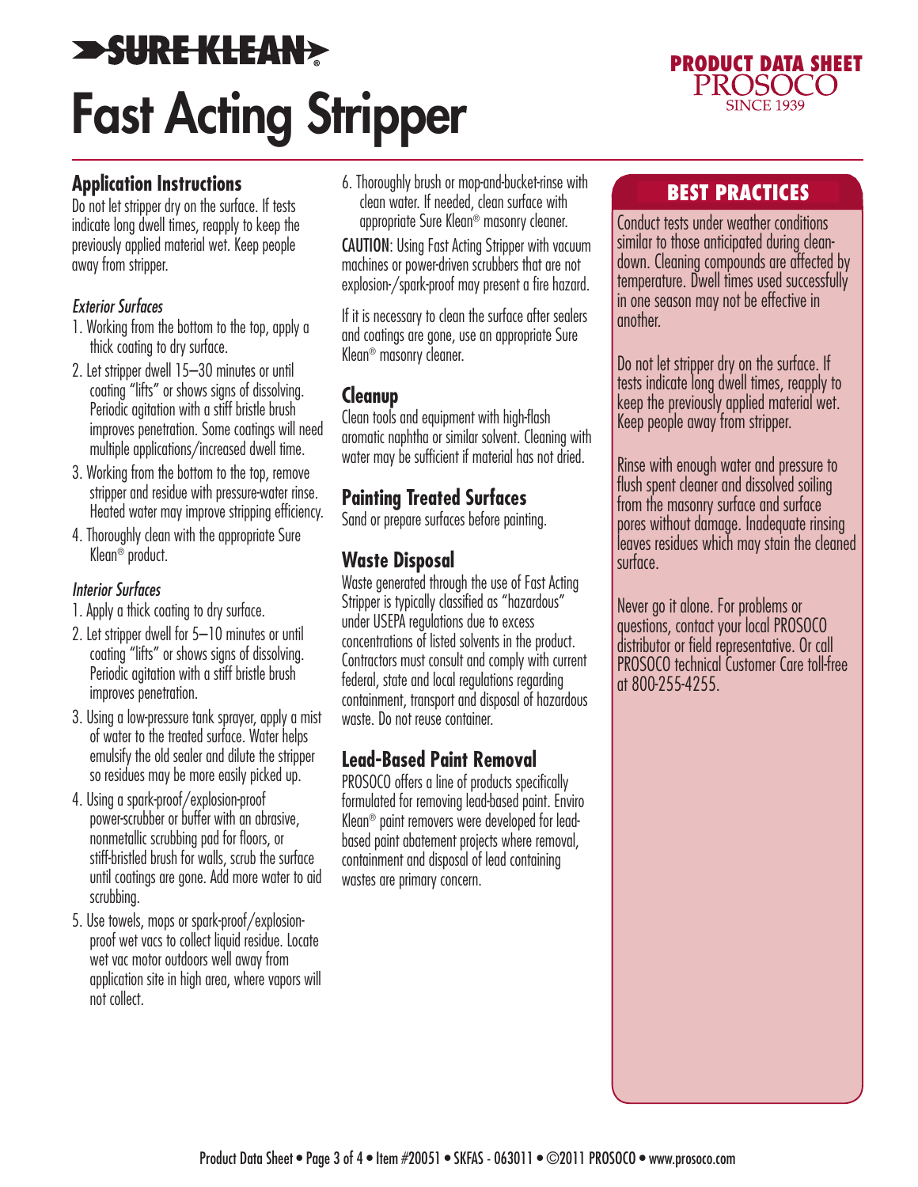# SURE KLEAN®

# Fast Acting Stripper

PRODUCT DATA SHEET
PROSOCO
SINCE 1939

## Application Instructions

Do not let stripper dry on the surface. If tests indicate long dwell times, reapply to keep the previously applied material wet. Keep people away from stripper.

### *Exterior Surfaces*

1. Working from the bottom to the top, apply a thick coating to dry surface.
2. Let stripper dwell 15–30 minutes or until coating "lifts" or shows signs of dissolving. Periodic agitation with a stiff bristle brush improves penetration. Some coatings will need multiple applications/increased dwell time.
3. Working from the bottom to the top, remove stripper and residue with pressure-water rinse. Heated water may improve stripping efficiency.
4. Thoroughly clean with the appropriate Sure Klean® product.

### *Interior Surfaces*

1. Apply a thick coating to dry surface.
2. Let stripper dwell for 5–10 minutes or until coating "lifts" or shows signs of dissolving. Periodic agitation with a stiff bristle brush improves penetration.
3. Using a low-pressure tank sprayer, apply a mist of water to the treated surface. Water helps emulsify the old sealer and dilute the stripper so residues may be more easily picked up.
4. Using a spark-proof/explosion-proof power-scrubber or buffer with an abrasive, nonmetallic scrubbing pad for floors, or stiff-bristled brush for walls, scrub the surface until coatings are gone. Add more water to aid scrubbing.
5. Use towels, mops or spark-proof/explosion-proof wet vacs to collect liquid residue. Locate wet vac motor outdoors well away from application site in high area, where vapors will not collect.
6. Thoroughly brush or mop-and-bucket-rinse with clean water. If needed, clean surface with appropriate Sure Klean® masonry cleaner.

CAUTION: Using Fast Acting Stripper with vacuum machines or power-driven scrubbers that are not explosion-/spark-proof may present a fire hazard.

If it is necessary to clean the surface after sealers and coatings are gone, use an appropriate Sure Klean® masonry cleaner.

## Cleanup

Clean tools and equipment with high-flash aromatic naphtha or similar solvent. Cleaning with water may be sufficient if material has not dried.

## Painting Treated Surfaces

Sand or prepare surfaces before painting.

## Waste Disposal

Waste generated through the use of Fast Acting Stripper is typically classified as "hazardous" under USEPA regulations due to excess concentrations of listed solvents in the product. Contractors must consult and comply with current federal, state and local regulations regarding containment, transport and disposal of hazardous waste. Do not reuse container.

## Lead-Based Paint Removal

PROSOCO offers a line of products specifically formulated for removing lead-based paint. Enviro Klean® paint removers were developed for lead-based paint abatement projects where removal, containment and disposal of lead containing wastes are primary concern.

## BEST PRACTICES

Conduct tests under weather conditions similar to those anticipated during clean-down. Cleaning compounds are affected by temperature. Dwell times used successfully in one season may not be effective in another.

Do not let stripper dry on the surface. If tests indicate long dwell times, reapply to keep the previously applied material wet. Keep people away from stripper.

Rinse with enough water and pressure to flush spent cleaner and dissolved soiling from the masonry surface and surface pores without damage. Inadequate rinsing leaves residues which may stain the cleaned surface.

Never go it alone. For problems or questions, contact your local PROSOCO distributor or field representative. Or call PROSOCO technical Customer Care toll-free at 800-255-4255.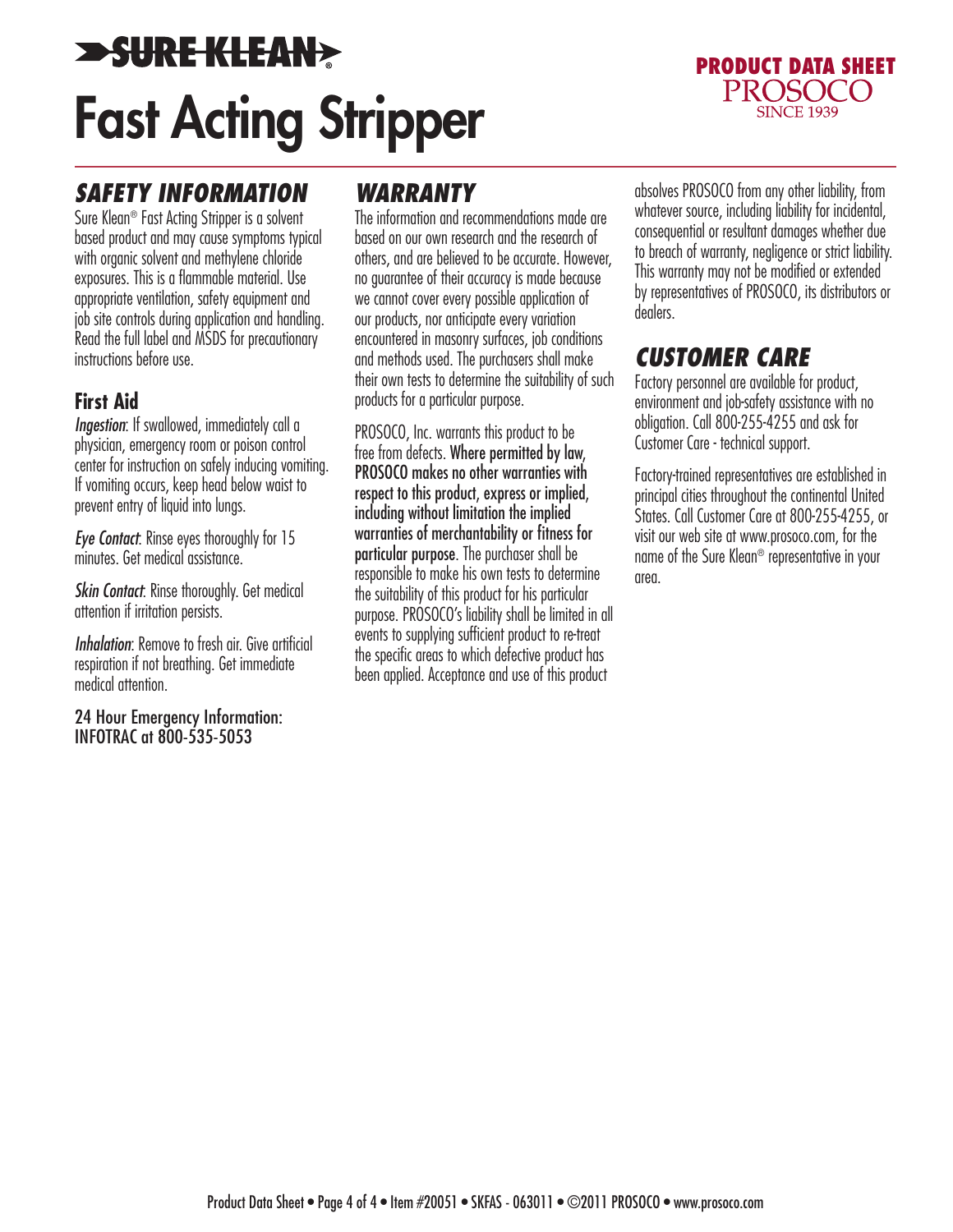# SURE KLEAN® Fast Acting Stripper

**PRODUCT DATA SHEET**
PROSOCO
SINCE 1939

## SAFETY INFORMATION

Sure Klean® Fast Acting Stripper is a solvent based product and may cause symptoms typical with organic solvent and methylene chloride exposures. This is a flammable material. Use appropriate ventilation, safety equipment and job site controls during application and handling. Read the full label and MSDS for precautionary instructions before use.

### First Aid

*Ingestion*: If swallowed, immediately call a physician, emergency room or poison control center for instruction on safely inducing vomiting. If vomiting occurs, keep head below waist to prevent entry of liquid into lungs.

*Eye Contact*: Rinse eyes thoroughly for 15 minutes. Get medical assistance.

*Skin Contact*: Rinse thoroughly. Get medical attention if irritation persists.

*Inhalation*: Remove to fresh air. Give artificial respiration if not breathing. Get immediate medical attention.

24 Hour Emergency Information:
INFOTRAC at 800-535-5053

## WARRANTY

The information and recommendations made are based on our own research and the research of others, and are believed to be accurate. However, no guarantee of their accuracy is made because we cannot cover every possible application of our products, nor anticipate every variation encountered in masonry surfaces, job conditions and methods used. The purchasers shall make their own tests to determine the suitability of such products for a particular purpose.

PROSOCO, Inc. warrants this product to be free from defects. **Where permitted by law, PROSOCO makes no other warranties with respect to this product, express or implied, including without limitation the implied warranties of merchantability or fitness for particular purpose**. The purchaser shall be responsible to make his own tests to determine the suitability of this product for his particular purpose. PROSOCO's liability shall be limited in all events to supplying sufficient product to re-treat the specific areas to which defective product has been applied. Acceptance and use of this product absolves PROSOCO from any other liability, from whatever source, including liability for incidental, consequential or resultant damages whether due to breach of warranty, negligence or strict liability. This warranty may not be modified or extended by representatives of PROSOCO, its distributors or dealers.

## CUSTOMER CARE

Factory personnel are available for product, environment and job-safety assistance with no obligation. Call 800-255-4255 and ask for Customer Care - technical support.

Factory-trained representatives are established in principal cities throughout the continental United States. Call Customer Care at 800-255-4255, or visit our web site at www.prosoco.com, for the name of the Sure Klean® representative in your area.